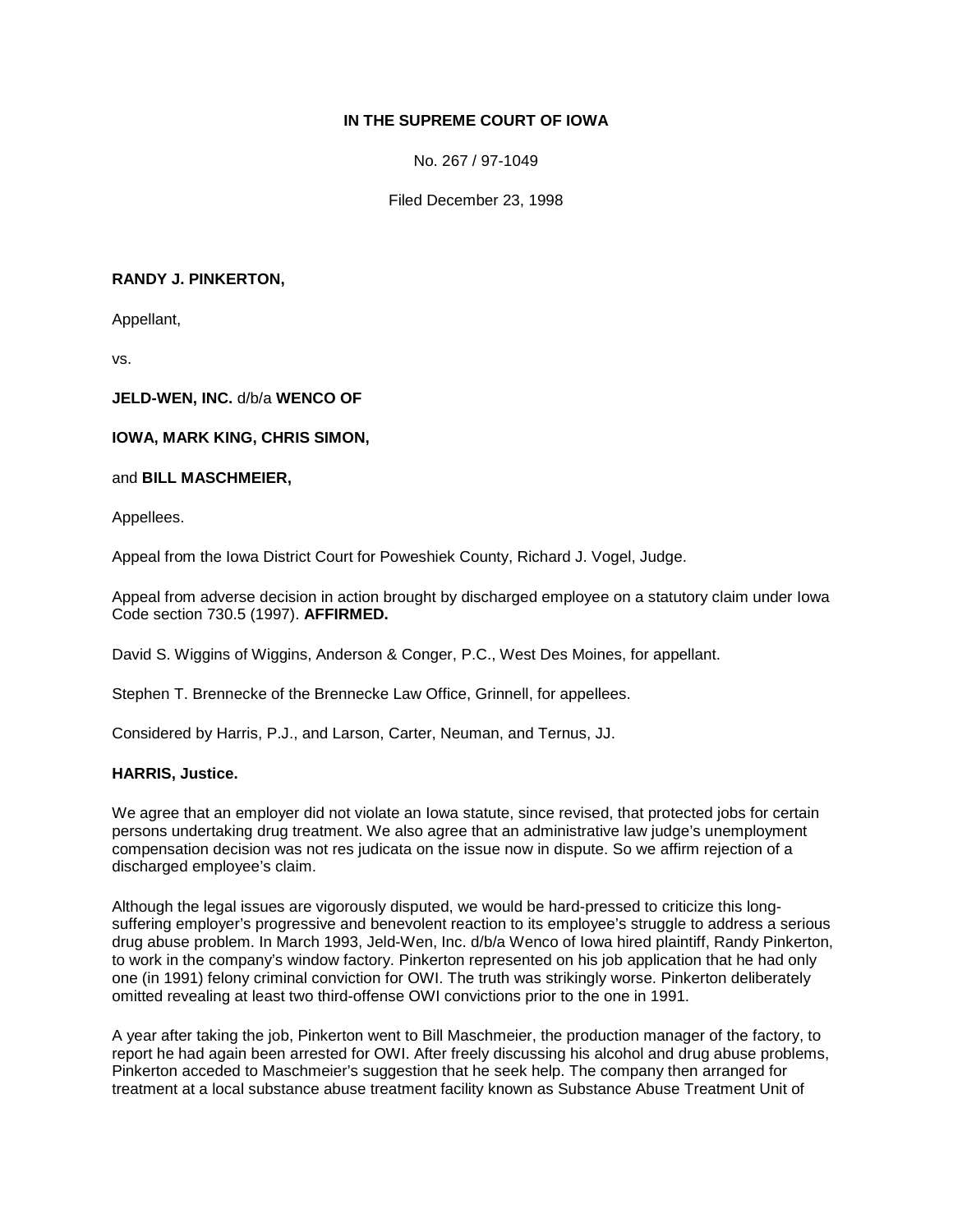**IN THE SUPREME COURT OF IOWA**

No. 267 / 97-1049

Filed December 23, 1998

**RANDY J. PINKERTON,**

Appellant,

vs.

**JELD-WEN, INC.** d/b/a **WENCO OF**

**IOWA, MARK KING, CHRIS SIMON,**

and **BILL MASCHMEIER,**

Appellees.

Appeal from the Iowa District Court for Poweshiek County, Richard J. Vogel, Judge.

Appeal from adverse decision in action brought by discharged employee on a statutory claim under Iowa Code section 730.5 (1997). **AFFIRMED.**

David S. Wiggins of Wiggins, Anderson & Conger, P.C., West Des Moines, for appellant.

Stephen T. Brennecke of the Brennecke Law Office, Grinnell, for appellees.

Considered by Harris, P.J., and Larson, Carter, Neuman, and Ternus, JJ.

**HARRIS, Justice.**

We agree that an employer did not violate an Iowa statute, since revised, that protected jobs for certain persons undertaking drug treatment. We also agree that an administrative law judge's unemployment compensation decision was not res judicata on the issue now in dispute. So we affirm rejection of a discharged employee's claim.

Although the legal issues are vigorously disputed, we would be hard-pressed to criticize this long-suffering employer's progressive and benevolent reaction to its employee's struggle to address a serious drug abuse problem. In March 1993, Jeld-Wen, Inc. d/b/a Wenco of Iowa hired plaintiff, Randy Pinkerton, to work in the company's window factory. Pinkerton represented on his job application that he had only one (in 1991) felony criminal conviction for OWI. The truth was strikingly worse. Pinkerton deliberately omitted revealing at least two third-offense OWI convictions prior to the one in 1991.

A year after taking the job, Pinkerton went to Bill Maschmeier, the production manager of the factory, to report he had again been arrested for OWI. After freely discussing his alcohol and drug abuse problems, Pinkerton acceded to Maschmeier's suggestion that he seek help. The company then arranged for treatment at a local substance abuse treatment facility known as Substance Abuse Treatment Unit of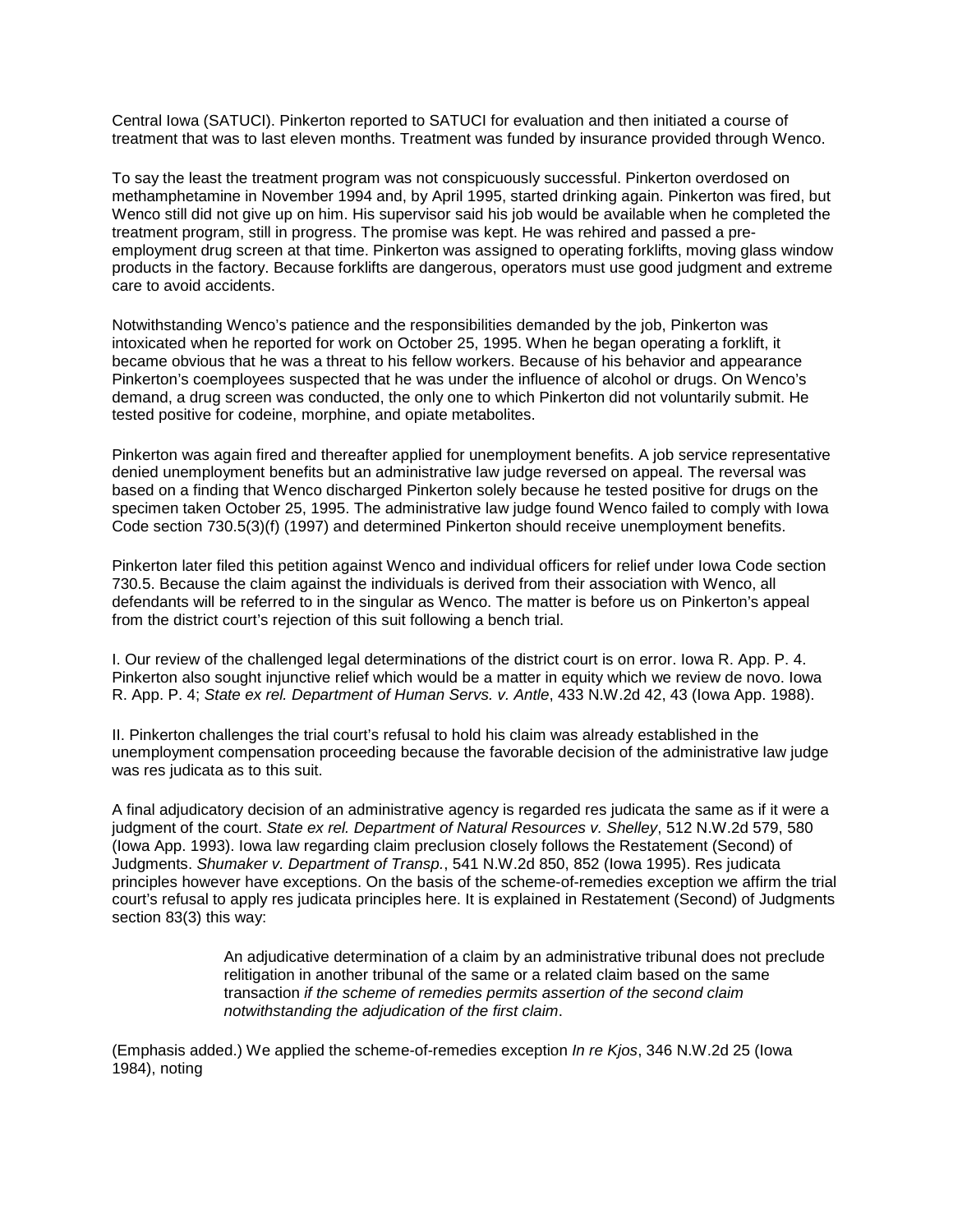Central Iowa (SATUCI). Pinkerton reported to SATUCI for evaluation and then initiated a course of treatment that was to last eleven months. Treatment was funded by insurance provided through Wenco.

To say the least the treatment program was not conspicuously successful. Pinkerton overdosed on methamphetamine in November 1994 and, by April 1995, started drinking again. Pinkerton was fired, but Wenco still did not give up on him. His supervisor said his job would be available when he completed the treatment program, still in progress. The promise was kept. He was rehired and passed a pre-employment drug screen at that time. Pinkerton was assigned to operating forklifts, moving glass window products in the factory. Because forklifts are dangerous, operators must use good judgment and extreme care to avoid accidents.

Notwithstanding Wenco's patience and the responsibilities demanded by the job, Pinkerton was intoxicated when he reported for work on October 25, 1995. When he began operating a forklift, it became obvious that he was a threat to his fellow workers. Because of his behavior and appearance Pinkerton's coemployees suspected that he was under the influence of alcohol or drugs. On Wenco's demand, a drug screen was conducted, the only one to which Pinkerton did not voluntarily submit. He tested positive for codeine, morphine, and opiate metabolites.

Pinkerton was again fired and thereafter applied for unemployment benefits. A job service representative denied unemployment benefits but an administrative law judge reversed on appeal. The reversal was based on a finding that Wenco discharged Pinkerton solely because he tested positive for drugs on the specimen taken October 25, 1995. The administrative law judge found Wenco failed to comply with Iowa Code section 730.5(3)(f) (1997) and determined Pinkerton should receive unemployment benefits.

Pinkerton later filed this petition against Wenco and individual officers for relief under Iowa Code section 730.5. Because the claim against the individuals is derived from their association with Wenco, all defendants will be referred to in the singular as Wenco. The matter is before us on Pinkerton's appeal from the district court's rejection of this suit following a bench trial.

I. Our review of the challenged legal determinations of the district court is on error. Iowa R. App. P. 4. Pinkerton also sought injunctive relief which would be a matter in equity which we review de novo. Iowa R. App. P. 4; *State ex rel. Department of Human Servs. v. Antle*, 433 N.W.2d 42, 43 (Iowa App. 1988).

II. Pinkerton challenges the trial court's refusal to hold his claim was already established in the unemployment compensation proceeding because the favorable decision of the administrative law judge was res judicata as to this suit.

A final adjudicatory decision of an administrative agency is regarded res judicata the same as if it were a judgment of the court. *State ex rel. Department of Natural Resources v. Shelley*, 512 N.W.2d 579, 580 (Iowa App. 1993). Iowa law regarding claim preclusion closely follows the Restatement (Second) of Judgments. *Shumaker v. Department of Transp.*, 541 N.W.2d 850, 852 (Iowa 1995). Res judicata principles however have exceptions. On the basis of the scheme-of-remedies exception we affirm the trial court's refusal to apply res judicata principles here. It is explained in Restatement (Second) of Judgments section 83(3) this way:

> An adjudicative determination of a claim by an administrative tribunal does not preclude relitigation in another tribunal of the same or a related claim based on the same transaction *if the scheme of remedies permits assertion of the second claim notwithstanding the adjudication of the first claim*.

(Emphasis added.) We applied the scheme-of-remedies exception *In re Kjos*, 346 N.W.2d 25 (Iowa 1984), noting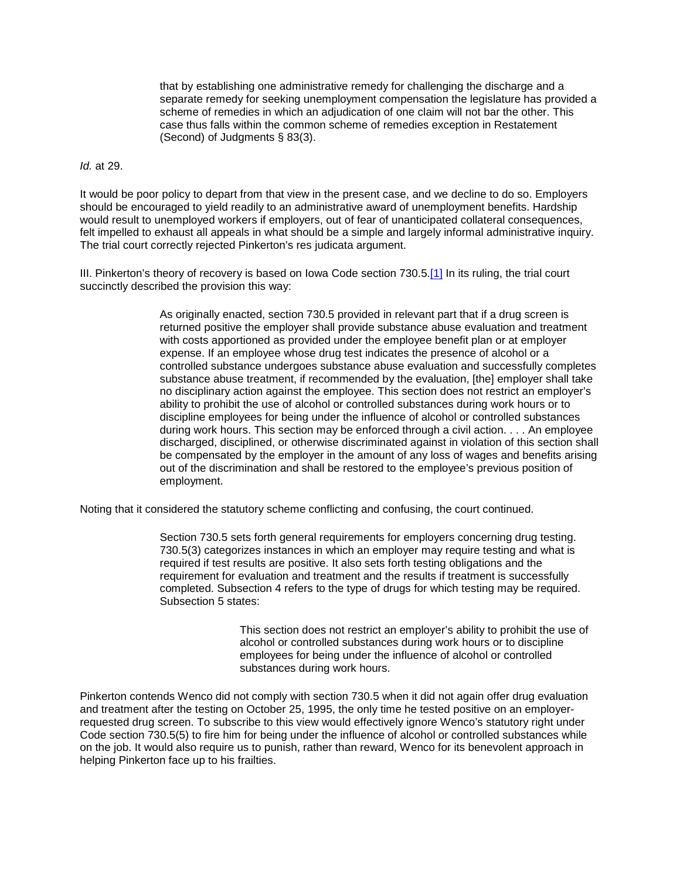> that by establishing one administrative remedy for challenging the discharge and a separate remedy for seeking unemployment compensation the legislature has provided a scheme of remedies in which an adjudication of one claim will not bar the other. This case thus falls within the common scheme of remedies exception in Restatement (Second) of Judgments § 83(3).

*Id.* at 29.

It would be poor policy to depart from that view in the present case, and we decline to do so. Employers should be encouraged to yield readily to an administrative award of unemployment benefits. Hardship would result to unemployed workers if employers, out of fear of unanticipated collateral consequences, felt impelled to exhaust all appeals in what should be a simple and largely informal administrative inquiry. The trial court correctly rejected Pinkerton's res judicata argument.

III. Pinkerton's theory of recovery is based on Iowa Code section 730.5.[1] In its ruling, the trial court succinctly described the provision this way:

> As originally enacted, section 730.5 provided in relevant part that if a drug screen is returned positive the employer shall provide substance abuse evaluation and treatment with costs apportioned as provided under the employee benefit plan or at employer expense. If an employee whose drug test indicates the presence of alcohol or a controlled substance undergoes substance abuse evaluation and successfully completes substance abuse treatment, if recommended by the evaluation, [the] employer shall take no disciplinary action against the employee. This section does not restrict an employer's ability to prohibit the use of alcohol or controlled substances during work hours or to discipline employees for being under the influence of alcohol or controlled substances during work hours. This section may be enforced through a civil action. . . . An employee discharged, disciplined, or otherwise discriminated against in violation of this section shall be compensated by the employer in the amount of any loss of wages and benefits arising out of the discrimination and shall be restored to the employee's previous position of employment.

Noting that it considered the statutory scheme conflicting and confusing, the court continued.

> Section 730.5 sets forth general requirements for employers concerning drug testing. 730.5(3) categorizes instances in which an employer may require testing and what is required if test results are positive. It also sets forth testing obligations and the requirement for evaluation and treatment and the results if treatment is successfully completed. Subsection 4 refers to the type of drugs for which testing may be required. Subsection 5 states:
>
> > This section does not restrict an employer's ability to prohibit the use of alcohol or controlled substances during work hours or to discipline employees for being under the influence of alcohol or controlled substances during work hours.

Pinkerton contends Wenco did not comply with section 730.5 when it did not again offer drug evaluation and treatment after the testing on October 25, 1995, the only time he tested positive on an employer-requested drug screen. To subscribe to this view would effectively ignore Wenco's statutory right under Code section 730.5(5) to fire him for being under the influence of alcohol or controlled substances while on the job. It would also require us to punish, rather than reward, Wenco for its benevolent approach in helping Pinkerton face up to his frailties.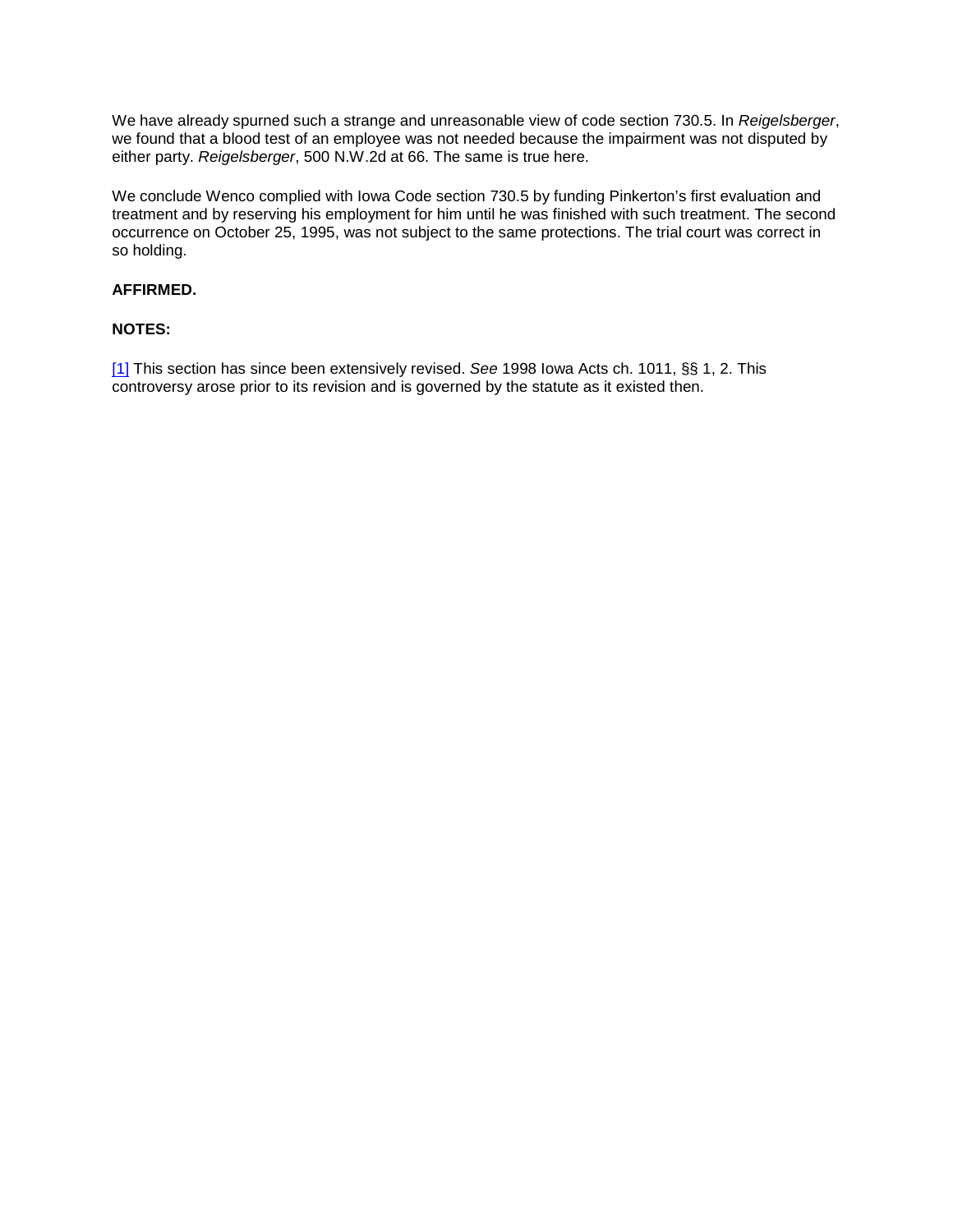We have already spurned such a strange and unreasonable view of code section 730.5. In *Reigelsberger*, we found that a blood test of an employee was not needed because the impairment was not disputed by either party. *Reigelsberger*, 500 N.W.2d at 66. The same is true here.

We conclude Wenco complied with Iowa Code section 730.5 by funding Pinkerton's first evaluation and treatment and by reserving his employment for him until he was finished with such treatment. The second occurrence on October 25, 1995, was not subject to the same protections. The trial court was correct in so holding.

**AFFIRMED.**

**NOTES:**

[1] This section has since been extensively revised. *See* 1998 Iowa Acts ch. 1011, §§ 1, 2. This controversy arose prior to its revision and is governed by the statute as it existed then.